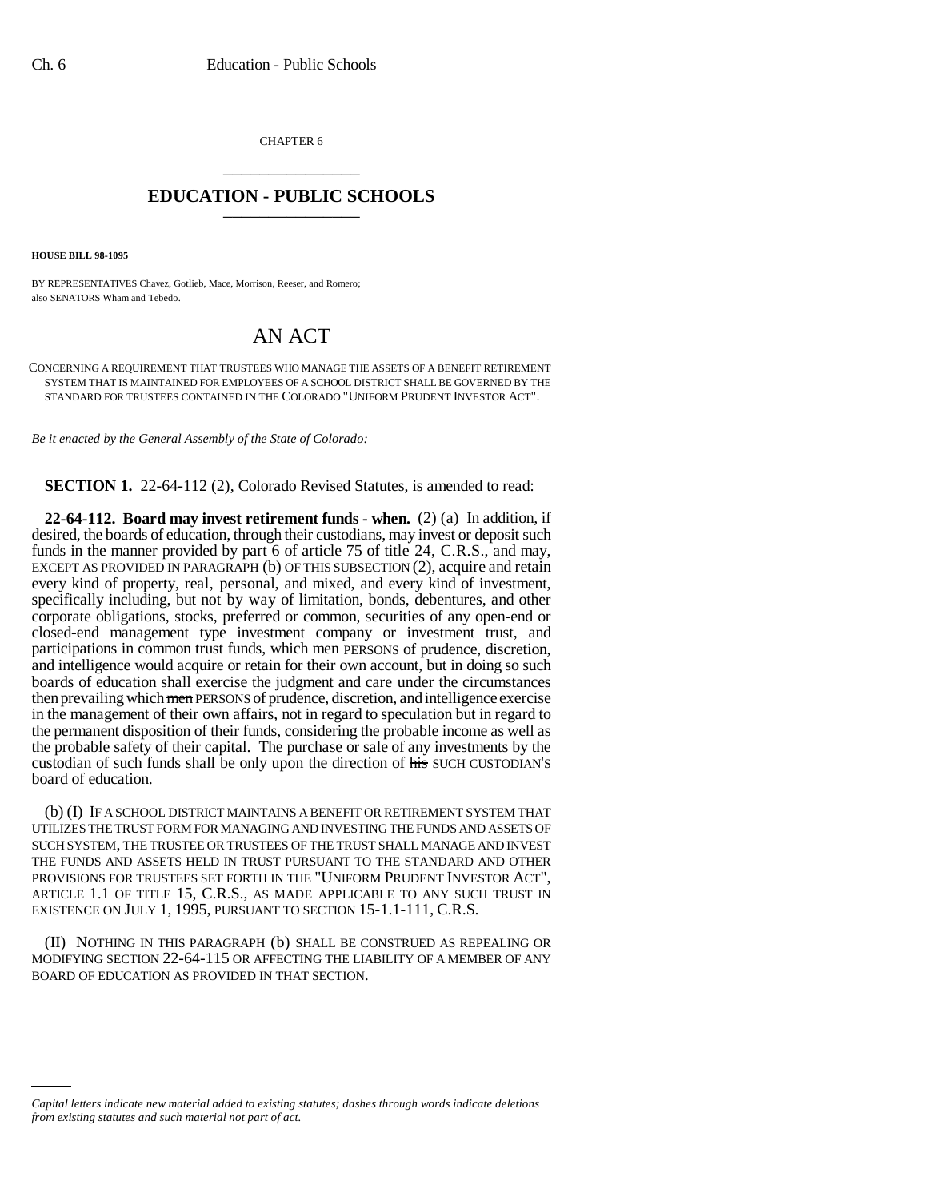CHAPTER 6

# EDUCATION - PUBLIC SCHOOLS

**HOUSE BILL 98-1095**

BY REPRESENTATIVES Chavez, Gotlieb, Mace, Morrison, Reeser, and Romero; also SENATORS Wham and Tebedo.

# AN ACT

CONCERNING A REQUIREMENT THAT TRUSTEES WHO MANAGE THE ASSETS OF A BENEFIT RETIREMENT SYSTEM THAT IS MAINTAINED FOR EMPLOYEES OF A SCHOOL DISTRICT SHALL BE GOVERNED BY THE STANDARD FOR TRUSTEES CONTAINED IN THE COLORADO "UNIFORM PRUDENT INVESTOR ACT".

*Be it enacted by the General Assembly of the State of Colorado:*

**SECTION 1.** 22-64-112 (2), Colorado Revised Statutes, is amended to read:

**22-64-112. Board may invest retirement funds - when.** (2) (a) In addition, if desired, the boards of education, through their custodians, may invest or deposit such funds in the manner provided by part 6 of article 75 of title 24, C.R.S., and may, EXCEPT AS PROVIDED IN PARAGRAPH (b) OF THIS SUBSECTION (2), acquire and retain every kind of property, real, personal, and mixed, and every kind of investment, specifically including, but not by way of limitation, bonds, debentures, and other corporate obligations, stocks, preferred or common, securities of any open-end or closed-end management type investment company or investment trust, and participations in common trust funds, which ~~men~~ PERSONS of prudence, discretion, and intelligence would acquire or retain for their own account, but in doing so such boards of education shall exercise the judgment and care under the circumstances then prevailing which ~~men~~ PERSONS of prudence, discretion, and intelligence exercise in the management of their own affairs, not in regard to speculation but in regard to the permanent disposition of their funds, considering the probable income as well as the probable safety of their capital. The purchase or sale of any investments by the custodian of such funds shall be only upon the direction of ~~his~~ SUCH CUSTODIAN'S board of education.

(b) (I) IF A SCHOOL DISTRICT MAINTAINS A BENEFIT OR RETIREMENT SYSTEM THAT UTILIZES THE TRUST FORM FOR MANAGING AND INVESTING THE FUNDS AND ASSETS OF SUCH SYSTEM, THE TRUSTEE OR TRUSTEES OF THE TRUST SHALL MANAGE AND INVEST THE FUNDS AND ASSETS HELD IN TRUST PURSUANT TO THE STANDARD AND OTHER PROVISIONS FOR TRUSTEES SET FORTH IN THE "UNIFORM PRUDENT INVESTOR ACT", ARTICLE 1.1 OF TITLE 15, C.R.S., AS MADE APPLICABLE TO ANY SUCH TRUST IN EXISTENCE ON JULY 1, 1995, PURSUANT TO SECTION 15-1.1-111, C.R.S.

(II) NOTHING IN THIS PARAGRAPH (b) SHALL BE CONSTRUED AS REPEALING OR MODIFYING SECTION 22-64-115 OR AFFECTING THE LIABILITY OF A MEMBER OF ANY BOARD OF EDUCATION AS PROVIDED IN THAT SECTION.

*Capital letters indicate new material added to existing statutes; dashes through words indicate deletions from existing statutes and such material not part of act.*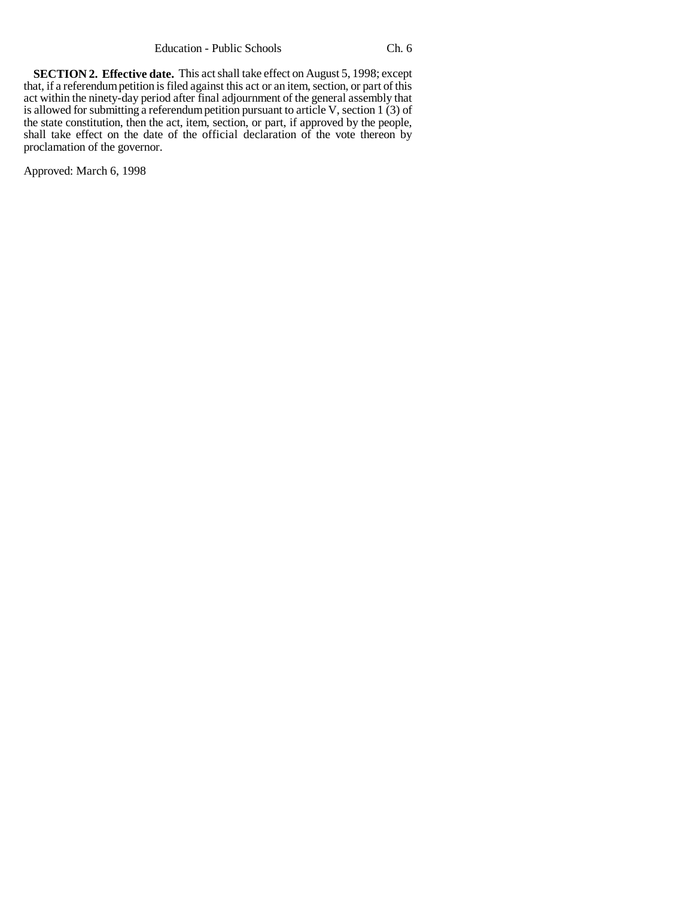**SECTION 2. Effective date.** This act shall take effect on August 5, 1998; except that, if a referendum petition is filed against this act or an item, section, or part of this act within the ninety-day period after final adjournment of the general assembly that is allowed for submitting a referendum petition pursuant to article V, section 1 (3) of the state constitution, then the act, item, section, or part, if approved by the people, shall take effect on the date of the official declaration of the vote thereon by proclamation of the governor.

Approved: March 6, 1998